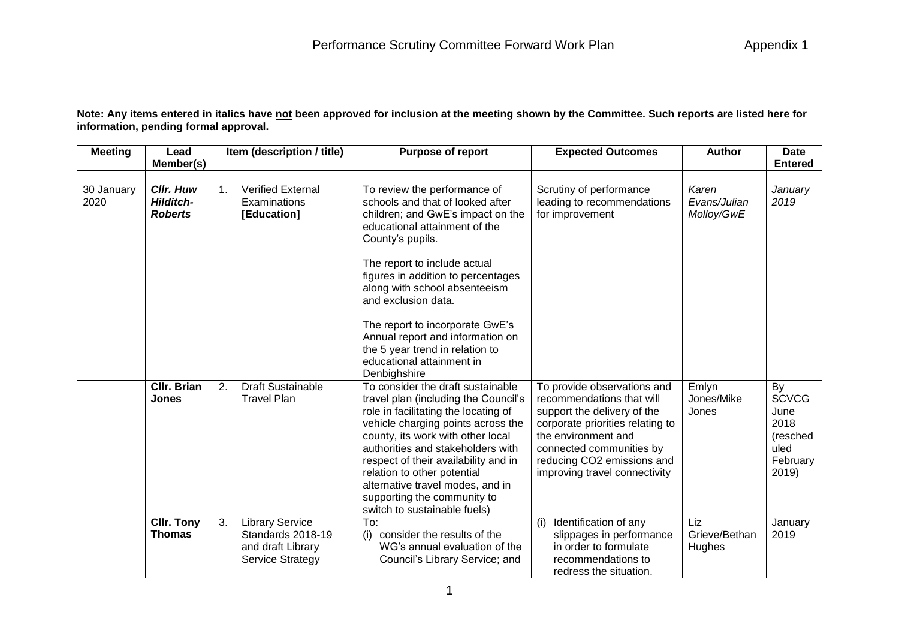# Performance Scrutiny Committee Forward Work Plan

Appendix 1

**Note: Any items entered in italics have not been approved for inclusion at the meeting shown by the Committee. Such reports are listed here for information, pending formal approval.**

| Meeting | Lead Member(s) | | Item (description / title) | Purpose of report | Expected Outcomes | Author | Date Entered |
|---|---|---|---|---|---|---|---|
| | | | | | | | |
| 30 January 2020 | ***Cllr. Huw Hilditch-Roberts*** | 1. | *Verified External Examinations* ***[Education]*** | *To review the performance of schools and that of looked after children; and GwE's impact on the educational attainment of the County's pupils.*<br><br>*The report to include actual figures in addition to percentages along with school absenteeism and exclusion data.*<br><br>*The report to incorporate GwE's Annual report and information on the 5 year trend in relation to educational attainment in Denbighshire* | *Scrutiny of performance leading to recommendations for improvement* | *Karen Evans/Julian Molloy/GwE* | *January 2019* |
| | **Cllr. Brian Jones** | 2. | Draft Sustainable Travel Plan | To consider the draft sustainable travel plan (including the Council's role in facilitating the locating of vehicle charging points across the county, its work with other local authorities and stakeholders with respect of their availability and in relation to other potential alternative travel modes, and in supporting the community to switch to sustainable fuels) | To provide observations and recommendations that will support the delivery of the corporate priorities relating to the environment and connected communities by reducing CO2 emissions and improving travel connectivity | Emlyn Jones/Mike Jones | By SCVCG June 2018 (rescheduled February 2019) |
| | **Cllr. Tony Thomas** | 3. | Library Service Standards 2018-19 and draft Library Service Strategy | To:<br>(i) consider the results of the WG's annual evaluation of the Council's Library Service; and | (i) Identification of any slippages in performance in order to formulate recommendations to redress the situation. | Liz Grieve/Bethan Hughes | January 2019 |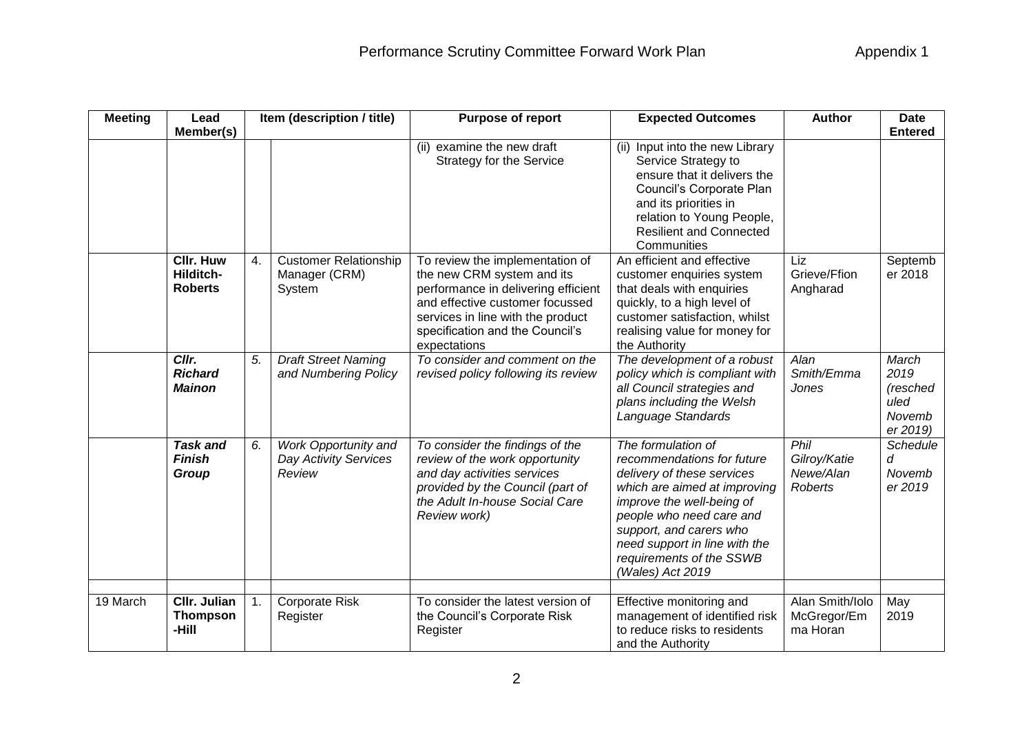| Meeting | Lead Member(s) | Item (description / title) | | Purpose of report | Expected Outcomes | Author | Date Entered |
|---|---|---|---|---|---|---|---|
| | | | | (ii) examine the new draft Strategy for the Service | (ii) Input into the new Library Service Strategy to ensure that it delivers the Council's Corporate Plan and its priorities in relation to Young People, Resilient and Connected Communities | | |
| | **Cllr. Huw Hilditch-Roberts** | 4. | Customer Relationship Manager (CRM) System | To review the implementation of the new CRM system and its performance in delivering efficient and effective customer focussed services in line with the product specification and the Council's expectations | An efficient and effective customer enquiries system that deals with enquiries quickly, to a high level of customer satisfaction, whilst realising value for money for the Authority | Liz Grieve/Ffion Angharad | September 2018 |
| | ***Cllr. Richard Mainon*** | *5.* | *Draft Street Naming and Numbering Policy* | *To consider and comment on the revised policy following its review* | *The development of a robust policy which is compliant with all Council strategies and plans including the Welsh Language Standards* | *Alan Smith/Emma Jones* | *March 2019 (rescheduled November 2019)* |
| | ***Task and Finish Group*** | *6.* | *Work Opportunity and Day Activity Services Review* | *To consider the findings of the review of the work opportunity and day activities services provided by the Council (part of the Adult In-house Social Care Review work)* | *The formulation of recommendations for future delivery of these services which are aimed at improving improve the well-being of people who need care and support, and carers who need support in line with the requirements of the SSWB (Wales) Act 2019* | *Phil Gilroy/Katie Newe/Alan Roberts* | *Scheduled November 2019* |
| | | | | | | | |
| 19 March | **Cllr. Julian Thompson-Hill** | 1. | Corporate Risk Register | To consider the latest version of the Council's Corporate Risk Register | Effective monitoring and management of identified risk to reduce risks to residents and the Authority | Alan Smith/Iolo McGregor/Emma Horan | May 2019 |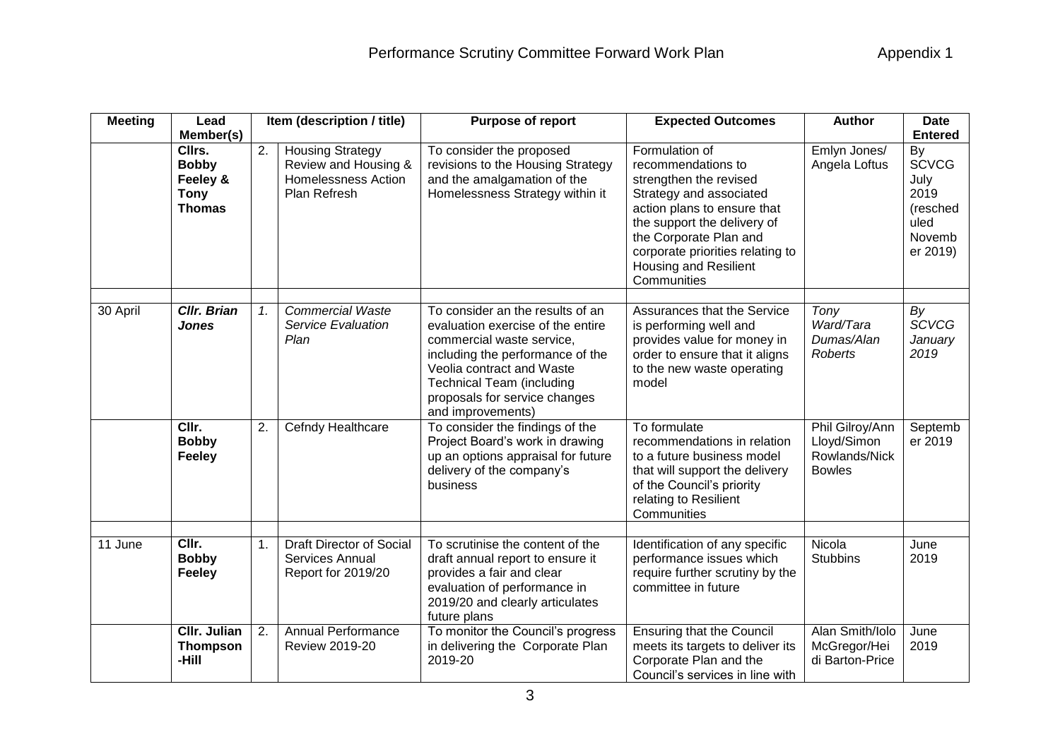# Performance Scrutiny Committee Forward Work Plan

Appendix 1

| Meeting | Lead Member(s) | Item (description / title) | | Purpose of report | Expected Outcomes | Author | Date Entered |
|---|---|---|---|---|---|---|---|
| | **Cllrs. Bobby Feeley & Tony Thomas** | 2. | Housing Strategy Review and Housing & Homelessness Action Plan Refresh | To consider the proposed revisions to the Housing Strategy and the amalgamation of the Homelessness Strategy within it | Formulation of recommendations to strengthen the revised Strategy and associated action plans to ensure that the support the delivery of the Corporate Plan and corporate priorities relating to Housing and Resilient Communities | Emlyn Jones/ Angela Loftus | By SCVCG July 2019 (rescheduled November 2019) |
| | | | | | | | |
| 30 April | ***Cllr. Brian Jones*** | *1.* | *Commercial Waste Service Evaluation Plan* | To consider an the results of an evaluation exercise of the entire commercial waste service, including the performance of the Veolia contract and Waste Technical Team (including proposals for service changes and improvements) | Assurances that the Service is performing well and provides value for money in order to ensure that it aligns to the new waste operating model | *Tony Ward/Tara Dumas/Alan Roberts* | *By SCVCG January 2019* |
| | **Cllr. Bobby Feeley** | 2. | Cefndy Healthcare | To consider the findings of the Project Board's work in drawing up an options appraisal for future delivery of the company's business | To formulate recommendations in relation to a future business model that will support the delivery of the Council's priority relating to Resilient Communities | Phil Gilroy/Ann Lloyd/Simon Rowlands/Nick Bowles | September 2019 |
| | | | | | | | |
| 11 June | **Cllr. Bobby Feeley** | 1. | Draft Director of Social Services Annual Report for 2019/20 | To scrutinise the content of the draft annual report to ensure it provides a fair and clear evaluation of performance in 2019/20 and clearly articulates future plans | Identification of any specific performance issues which require further scrutiny by the committee in future | Nicola Stubbins | June 2019 |
| | **Cllr. Julian Thompson-Hill** | 2. | Annual Performance Review 2019-20 | To monitor the Council's progress in delivering the Corporate Plan 2019-20 | Ensuring that the Council meets its targets to deliver its Corporate Plan and the Council's services in line with | Alan Smith/Iolo McGregor/Heidi Barton-Price | June 2019 |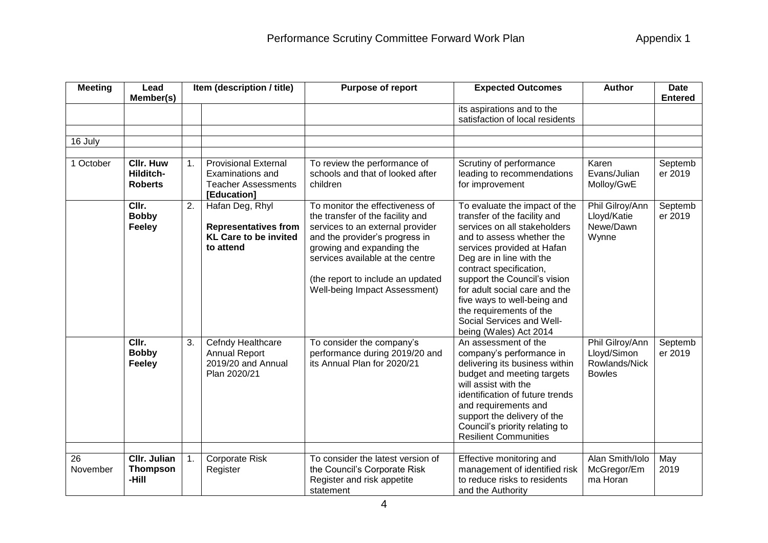# Performance Scrutiny Committee Forward Work Plan

Appendix 1

| Meeting | Lead Member(s) | | Item (description / title) | Purpose of report | Expected Outcomes | Author | Date Entered |
|---|---|---|---|---|---|---|---|
| | | | | | its aspirations and to the satisfaction of local residents | | |
| | | | | | | | |
| 16 July | | | | | | | |
| | | | | | | | |
| 1 October | **Cllr. Huw Hilditch-Roberts** | 1. | Provisional External Examinations and Teacher Assessments **[Education]** | To review the performance of schools and that of looked after children | Scrutiny of performance leading to recommendations for improvement | Karen Evans/Julian Molloy/GwE | September 2019 |
| | **Cllr. Bobby Feeley** | 2. | Hafan Deg, Rhyl **Representatives from KL Care to be invited to attend** | To monitor the effectiveness of the transfer of the facility and services to an external provider and the provider's progress in growing and expanding the services available at the centre (the report to include an updated Well-being Impact Assessment) | To evaluate the impact of the transfer of the facility and services on all stakeholders and to assess whether the services provided at Hafan Deg are in line with the contract specification, support the Council's vision for adult social care and the five ways to well-being and the requirements of the Social Services and Well-being (Wales) Act 2014 | Phil Gilroy/Ann Lloyd/Katie Newe/Dawn Wynne | September 2019 |
| | **Cllr. Bobby Feeley** | 3. | Cefndy Healthcare Annual Report 2019/20 and Annual Plan 2020/21 | To consider the company's performance during 2019/20 and its Annual Plan for 2020/21 | An assessment of the company's performance in delivering its business within budget and meeting targets will assist with the identification of future trends and requirements and support the delivery of the Council's priority relating to Resilient Communities | Phil Gilroy/Ann Lloyd/Simon Rowlands/Nick Bowles | September 2019 |
| | | | | | | | |
| 26 November | **Cllr. Julian Thompson-Hill** | 1. | Corporate Risk Register | To consider the latest version of the Council's Corporate Risk Register and risk appetite statement | Effective monitoring and management of identified risk to reduce risks to residents and the Authority | Alan Smith/Iolo McGregor/Emma Horan | May 2019 |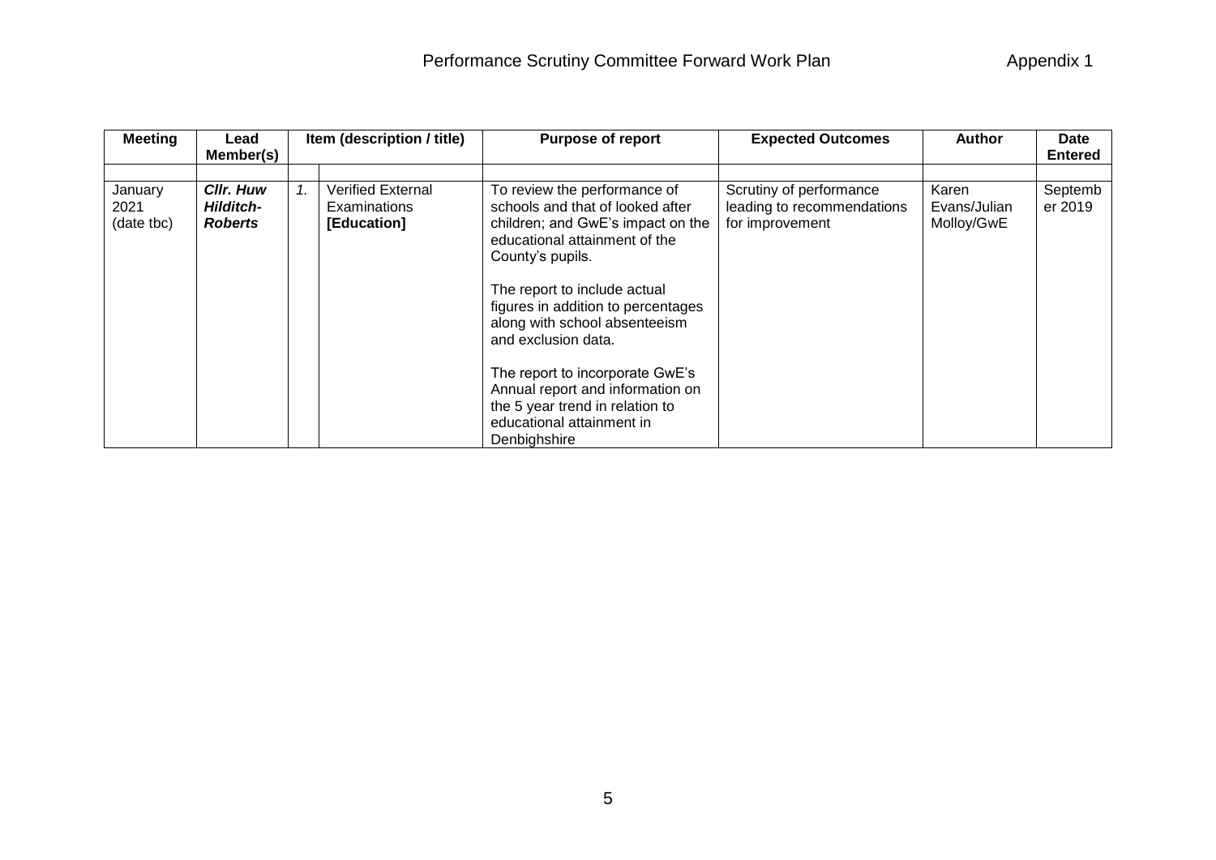| Meeting | Lead Member(s) | Item (description / title) | | Purpose of report | Expected Outcomes | Author | Date Entered |
|---|---|---|---|---|---|---|---|
| | | | | | | | |
| January 2021 (date tbc) | ***Cllr. Huw Hilditch-Roberts*** | *1.* | Verified External Examinations **[Education]** | To review the performance of schools and that of looked after children; and GwE's impact on the educational attainment of the County's pupils.<br><br>The report to include actual figures in addition to percentages along with school absenteeism and exclusion data.<br><br>The report to incorporate GwE's Annual report and information on the 5 year trend in relation to educational attainment in Denbighshire | Scrutiny of performance leading to recommendations for improvement | Karen Evans/Julian Molloy/GwE | September 2019 |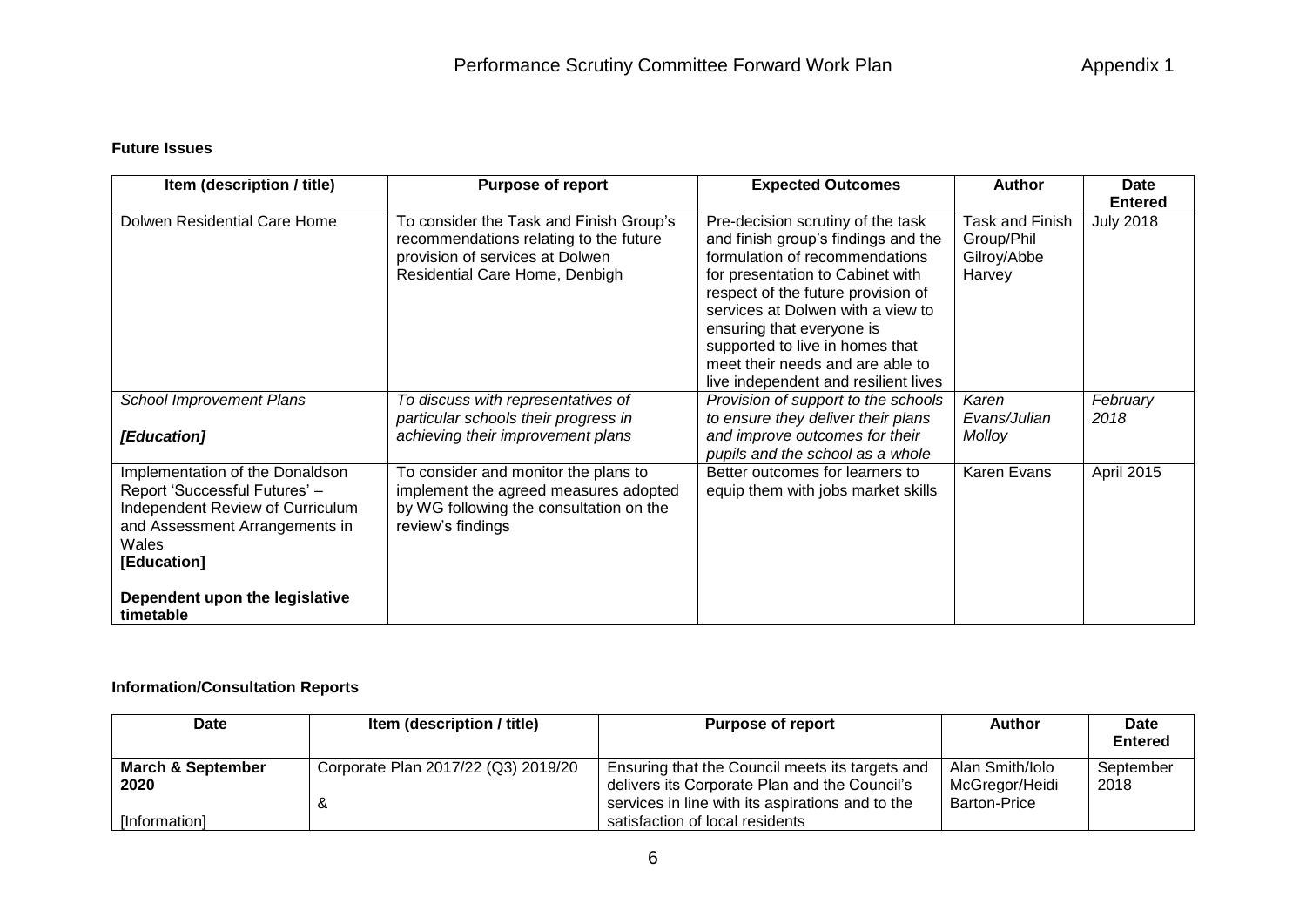**Future Issues**

| Item (description / title) | Purpose of report | Expected Outcomes | Author | Date Entered |
|---|---|---|---|---|
| Dolwen Residential Care Home | To consider the Task and Finish Group's recommendations relating to the future provision of services at Dolwen Residential Care Home, Denbigh | Pre-decision scrutiny of the task and finish group's findings and the formulation of recommendations for presentation to Cabinet with respect of the future provision of services at Dolwen with a view to ensuring that everyone is supported to live in homes that meet their needs and are able to live independent and resilient lives | Task and Finish Group/Phil Gilroy/Abbe Harvey | July 2018 |
| *School Improvement Plans*<br><br>***[Education]*** | *To discuss with representatives of particular schools their progress in achieving their improvement plans* | *Provision of support to the schools to ensure they deliver their plans and improve outcomes for their pupils and the school as a whole* | *Karen Evans/Julian Molloy* | *February 2018* |
| Implementation of the Donaldson Report 'Successful Futures' – Independent Review of Curriculum and Assessment Arrangements in Wales<br>**[Education]**<br><br>**Dependent upon the legislative timetable** | To consider and monitor the plans to implement the agreed measures adopted by WG following the consultation on the review's findings | Better outcomes for learners to equip them with jobs market skills | Karen Evans | April 2015 |

**Information/Consultation Reports**

| Date | Item (description / title) | Purpose of report | Author | Date Entered |
|---|---|---|---|---|
| **March & September 2020**<br><br>[Information] | Corporate Plan 2017/22 (Q3) 2019/20<br><br>& | Ensuring that the Council meets its targets and delivers its Corporate Plan and the Council's services in line with its aspirations and to the satisfaction of local residents | Alan Smith/Iolo McGregor/Heidi Barton-Price | September 2018 |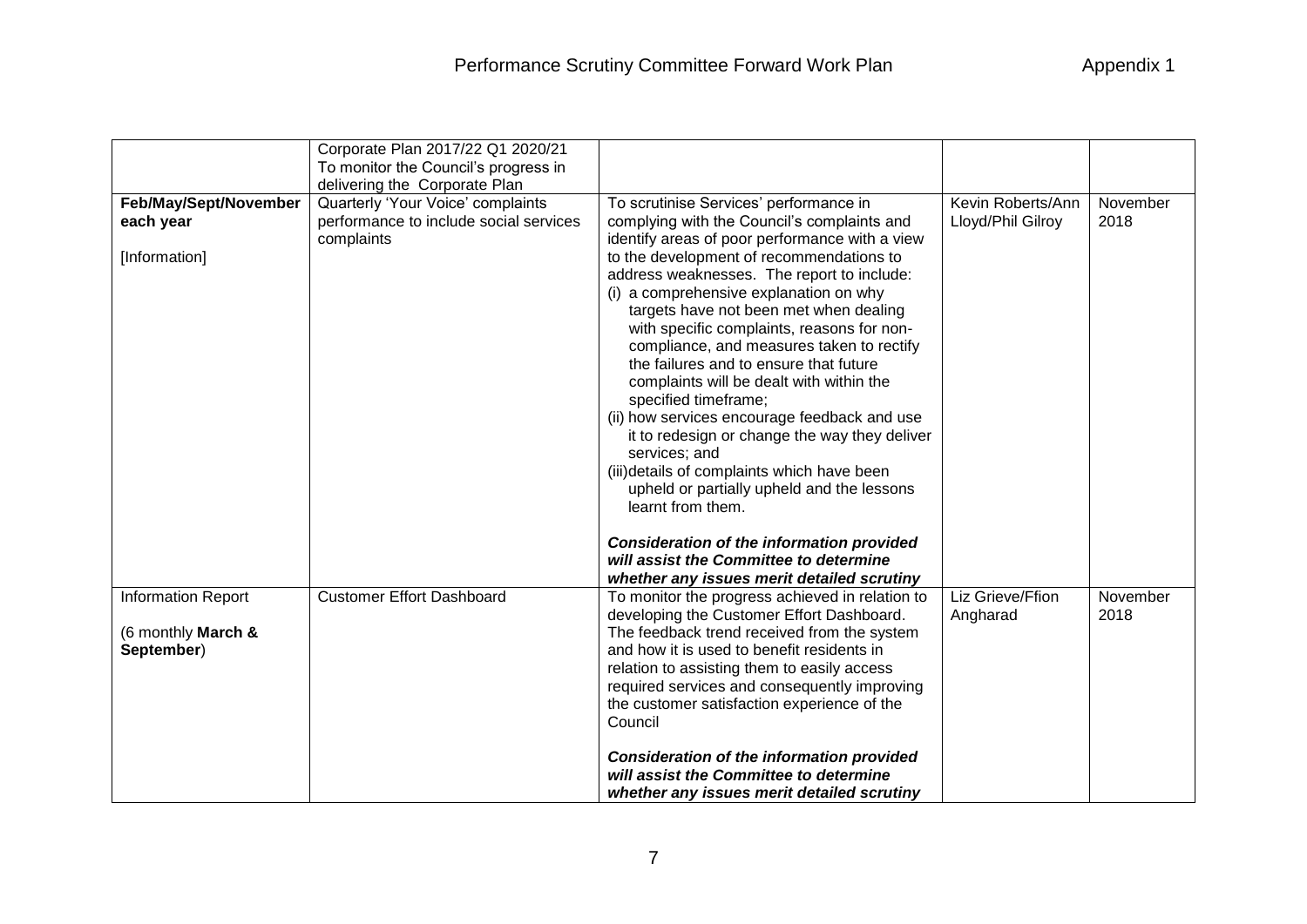# Performance Scrutiny Committee Forward Work Plan

Appendix 1

| | | | | |
|---|---|---|---|---|
| | Corporate Plan 2017/22 Q1 2020/21<br>To monitor the Council's progress in delivering the Corporate Plan | | | |
| **Feb/May/Sept/November each year**<br><br>[Information] | Quarterly 'Your Voice' complaints performance to include social services complaints | To scrutinise Services' performance in complying with the Council's complaints and identify areas of poor performance with a view to the development of recommendations to address weaknesses. The report to include:<br>(i) a comprehensive explanation on why targets have not been met when dealing with specific complaints, reasons for non-compliance, and measures taken to rectify the failures and to ensure that future complaints will be dealt with within the specified timeframe;<br>(ii) how services encourage feedback and use it to redesign or change the way they deliver services; and<br>(iii)details of complaints which have been upheld or partially upheld and the lessons learnt from them.<br><br>***Consideration of the information provided will assist the Committee to determine whether any issues merit detailed scrutiny*** | Kevin Roberts/Ann Lloyd/Phil Gilroy | November 2018 |
| Information Report<br><br>(6 monthly **March & September**) | Customer Effort Dashboard | To monitor the progress achieved in relation to developing the Customer Effort Dashboard. The feedback trend received from the system and how it is used to benefit residents in relation to assisting them to easily access required services and consequently improving the customer satisfaction experience of the Council<br><br>***Consideration of the information provided will assist the Committee to determine whether any issues merit detailed scrutiny*** | Liz Grieve/Ffion Angharad | November 2018 |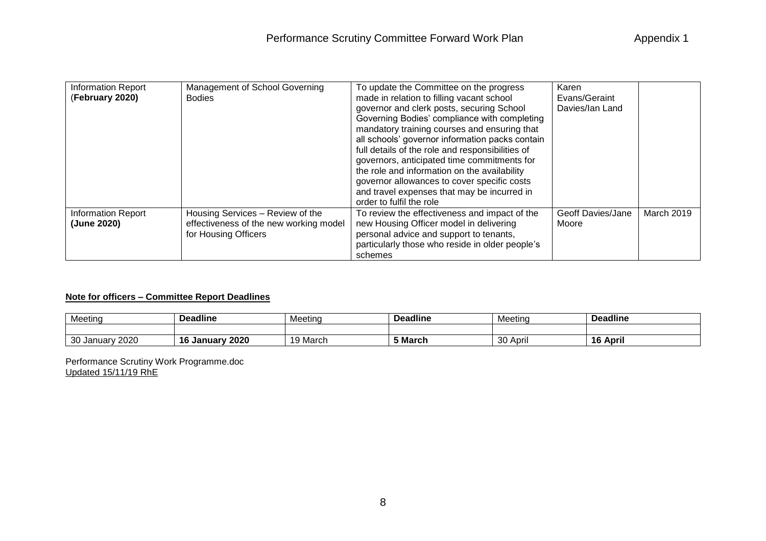| | | | | |
|---|---|---|---|---|
| Information Report (**February 2020**) | Management of School Governing Bodies | To update the Committee on the progress made in relation to filling vacant school governor and clerk posts, securing School Governing Bodies' compliance with completing mandatory training courses and ensuring that all schools' governor information packs contain full details of the role and responsibilities of governors, anticipated time commitments for the role and information on the availability governor allowances to cover specific costs and travel expenses that may be incurred in order to fulfil the role | Karen Evans/Geraint Davies/Ian Land | |
| Information Report **(June 2020)** | Housing Services – Review of the effectiveness of the new working model for Housing Officers | To review the effectiveness and impact of the new Housing Officer model in delivering personal advice and support to tenants, particularly those who reside in older people's schemes | Geoff Davies/Jane Moore | March 2019 |

**Note for officers – Committee Report Deadlines**

| Meeting | **Deadline** | Meeting | **Deadline** | Meeting | **Deadline** |
|---|---|---|---|---|---|
| | | | | | |
| 30 January 2020 | **16 January 2020** | 19 March | **5 March** | 30 April | **16 April** |

Performance Scrutiny Work Programme.doc
Updated 15/11/19 RhE